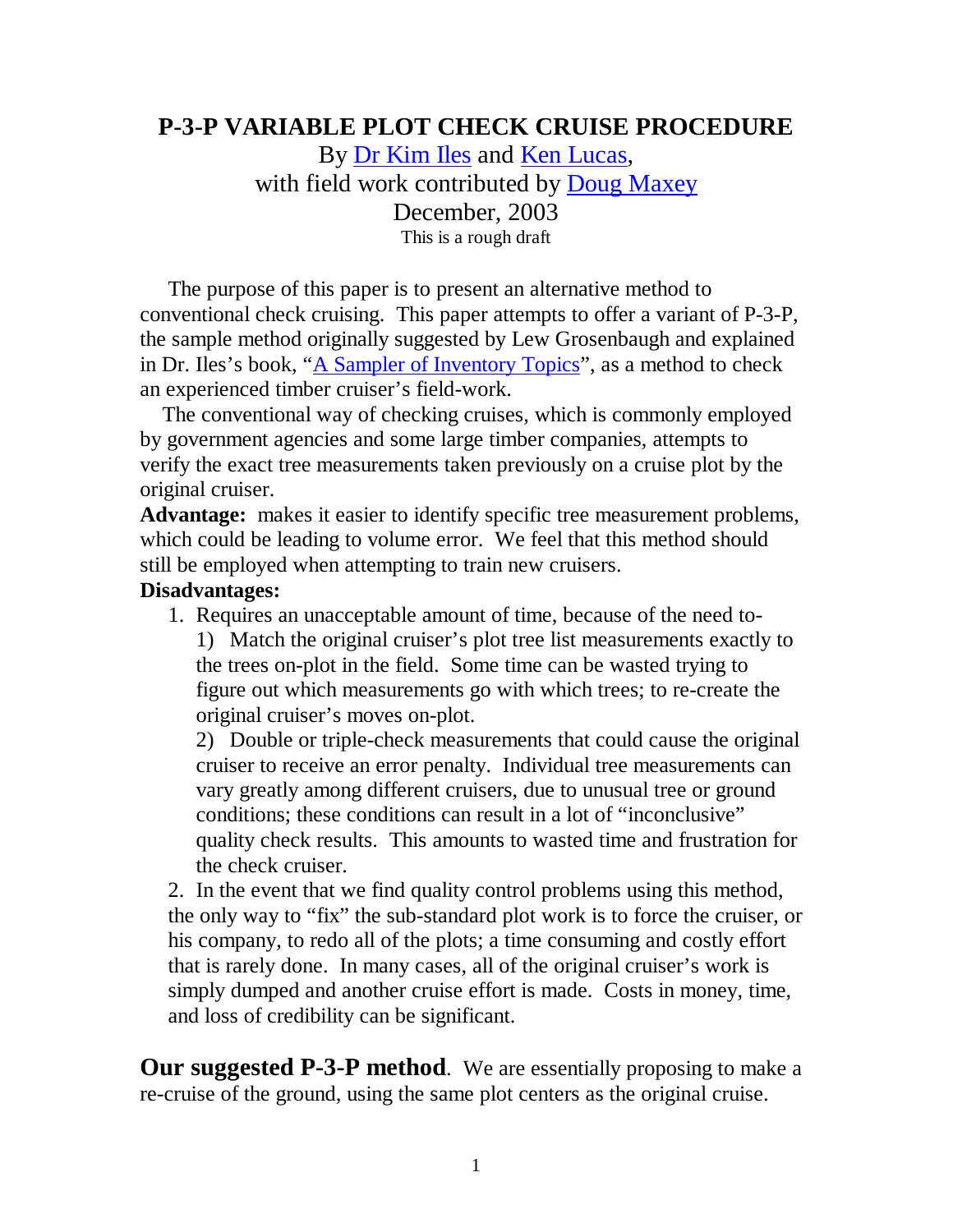# P-3-P VARIABLE PLOT CHECK CRUISE PROCEDURE

By [Dr Kim Iles] and [Ken Lucas],
with field work contributed by [Doug Maxey]
December, 2003
This is a rough draft

The purpose of this paper is to present an alternative method to conventional check cruising. This paper attempts to offer a variant of P-3-P, the sample method originally suggested by Lew Grosenbaugh and explained in Dr. Iles's book, "A Sampler of Inventory Topics", as a method to check an experienced timber cruiser's field-work.

The conventional way of checking cruises, which is commonly employed by government agencies and some large timber companies, attempts to verify the exact tree measurements taken previously on a cruise plot by the original cruiser.

**Advantage:** makes it easier to identify specific tree measurement problems, which could be leading to volume error. We feel that this method should still be employed when attempting to train new cruisers.

**Disadvantages:**

1. Requires an unacceptable amount of time, because of the need to-

   1) Match the original cruiser's plot tree list measurements exactly to the trees on-plot in the field. Some time can be wasted trying to figure out which measurements go with which trees; to re-create the original cruiser's moves on-plot.

   2) Double or triple-check measurements that could cause the original cruiser to receive an error penalty. Individual tree measurements can vary greatly among different cruisers, due to unusual tree or ground conditions; these conditions can result in a lot of "inconclusive" quality check results. This amounts to wasted time and frustration for the check cruiser.

2. In the event that we find quality control problems using this method, the only way to "fix" the sub-standard plot work is to force the cruiser, or his company, to redo all of the plots; a time consuming and costly effort that is rarely done. In many cases, all of the original cruiser's work is simply dumped and another cruise effort is made. Costs in money, time, and loss of credibility can be significant.

**Our suggested P-3-P method**. We are essentially proposing to make a re-cruise of the ground, using the same plot centers as the original cruise.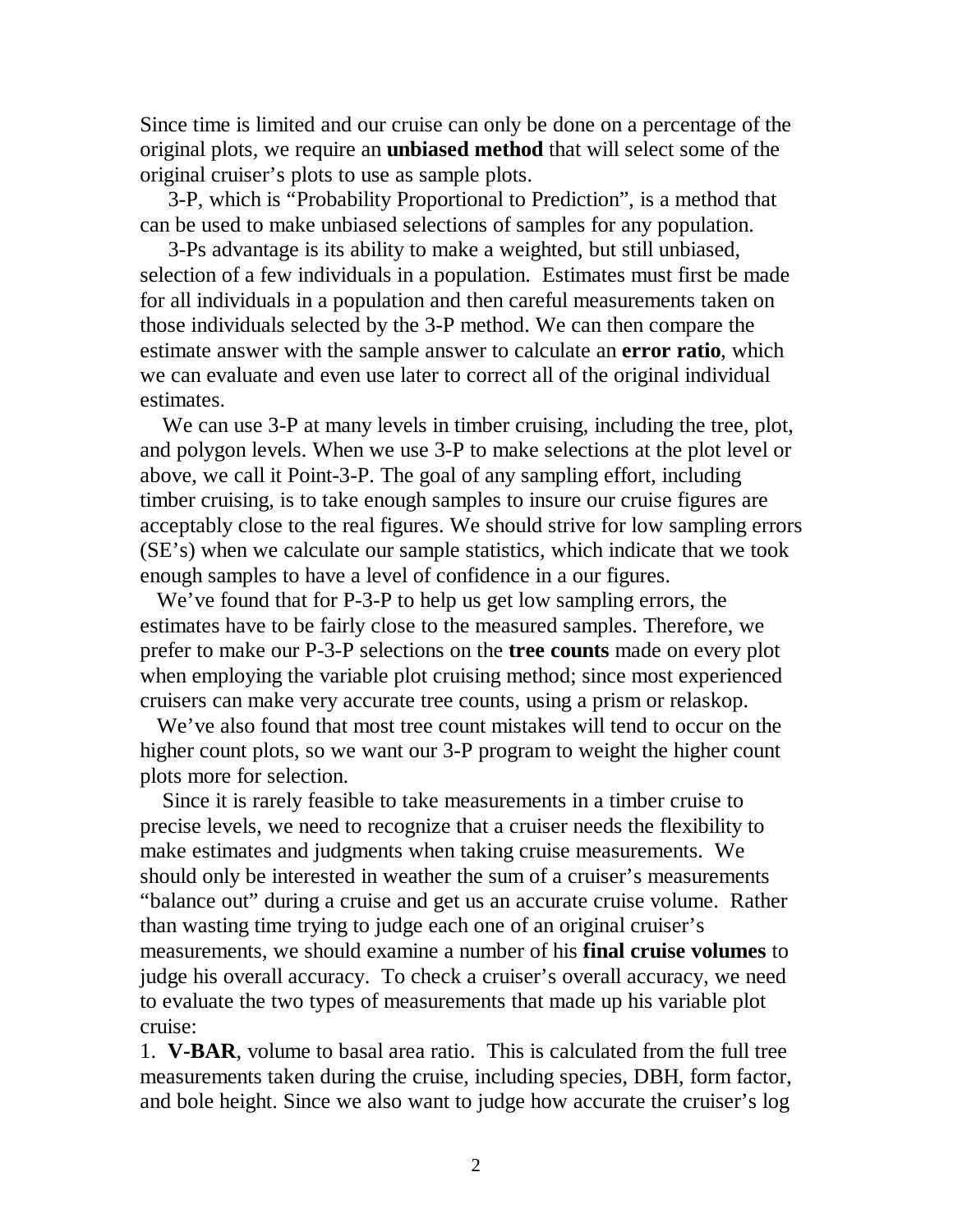Since time is limited and our cruise can only be done on a percentage of the original plots, we require an **unbiased method** that will select some of the original cruiser's plots to use as sample plots.

3-P, which is "Probability Proportional to Prediction", is a method that can be used to make unbiased selections of samples for any population.

3-Ps advantage is its ability to make a weighted, but still unbiased, selection of a few individuals in a population. Estimates must first be made for all individuals in a population and then careful measurements taken on those individuals selected by the 3-P method. We can then compare the estimate answer with the sample answer to calculate an **error ratio**, which we can evaluate and even use later to correct all of the original individual estimates.

We can use 3-P at many levels in timber cruising, including the tree, plot, and polygon levels. When we use 3-P to make selections at the plot level or above, we call it Point-3-P. The goal of any sampling effort, including timber cruising, is to take enough samples to insure our cruise figures are acceptably close to the real figures. We should strive for low sampling errors (SE's) when we calculate our sample statistics, which indicate that we took enough samples to have a level of confidence in a our figures.

We've found that for P-3-P to help us get low sampling errors, the estimates have to be fairly close to the measured samples. Therefore, we prefer to make our P-3-P selections on the **tree counts** made on every plot when employing the variable plot cruising method; since most experienced cruisers can make very accurate tree counts, using a prism or relaskop.

We've also found that most tree count mistakes will tend to occur on the higher count plots, so we want our 3-P program to weight the higher count plots more for selection.

Since it is rarely feasible to take measurements in a timber cruise to precise levels, we need to recognize that a cruiser needs the flexibility to make estimates and judgments when taking cruise measurements. We should only be interested in weather the sum of a cruiser's measurements "balance out" during a cruise and get us an accurate cruise volume. Rather than wasting time trying to judge each one of an original cruiser's measurements, we should examine a number of his **final cruise volumes** to judge his overall accuracy. To check a cruiser's overall accuracy, we need to evaluate the two types of measurements that made up his variable plot cruise:

1. **V-BAR**, volume to basal area ratio. This is calculated from the full tree measurements taken during the cruise, including species, DBH, form factor, and bole height. Since we also want to judge how accurate the cruiser's log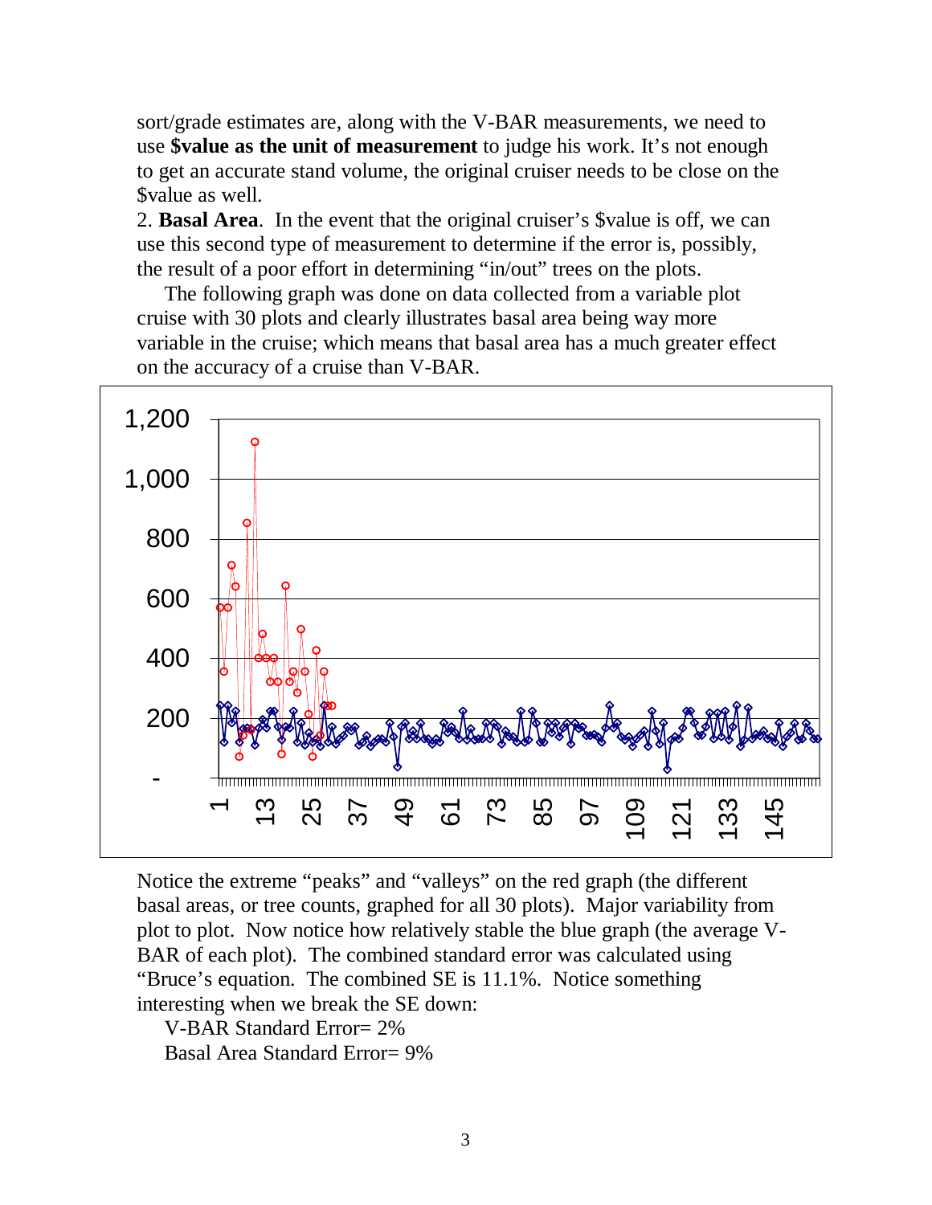sort/grade estimates are, along with the V-BAR measurements, we need to use **$value as the unit of measurement** to judge his work. It's not enough to get an accurate stand volume, the original cruiser needs to be close on the $value as well.

2. **Basal Area**. In the event that the original cruiser's $value is off, we can use this second type of measurement to determine if the error is, possibly, the result of a poor effort in determining "in/out" trees on the plots.

The following graph was done on data collected from a variable plot cruise with 30 plots and clearly illustrates basal area being way more variable in the cruise; which means that basal area has a much greater effect on the accuracy of a cruise than V-BAR.

Notice the extreme "peaks" and "valleys" on the red graph (the different basal areas, or tree counts, graphed for all 30 plots). Major variability from plot to plot. Now notice how relatively stable the blue graph (the average V-BAR of each plot). The combined standard error was calculated using "Bruce's equation. The combined SE is 11.1%. Notice something interesting when we break the SE down:

V-BAR Standard Error= 2%

Basal Area Standard Error= 9%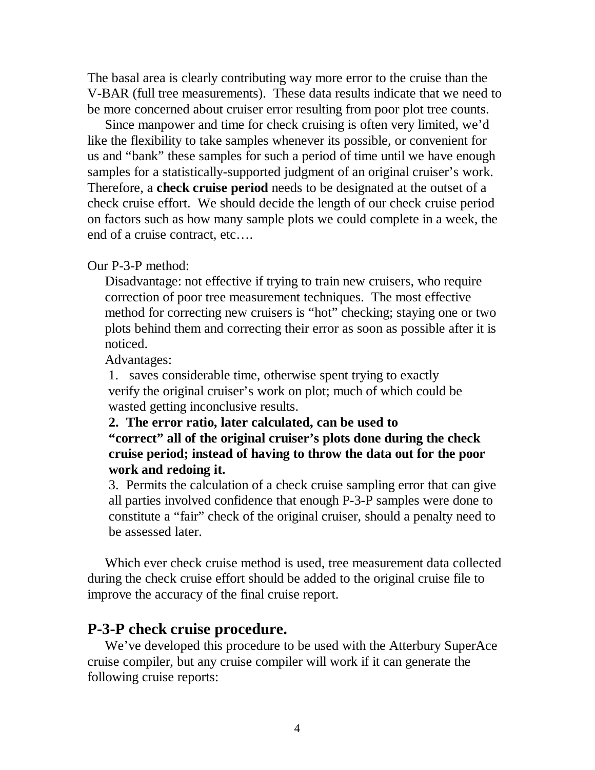The basal area is clearly contributing way more error to the cruise than the V-BAR (full tree measurements). These data results indicate that we need to be more concerned about cruiser error resulting from poor plot tree counts.

Since manpower and time for check cruising is often very limited, we'd like the flexibility to take samples whenever its possible, or convenient for us and "bank" these samples for such a period of time until we have enough samples for a statistically-supported judgment of an original cruiser's work. Therefore, a **check cruise period** needs to be designated at the outset of a check cruise effort. We should decide the length of our check cruise period on factors such as how many sample plots we could complete in a week, the end of a cruise contract, etc….

Our P-3-P method:

Disadvantage: not effective if trying to train new cruisers, who require correction of poor tree measurement techniques. The most effective method for correcting new cruisers is "hot" checking; staying one or two plots behind them and correcting their error as soon as possible after it is noticed.

Advantages:

1. saves considerable time, otherwise spent trying to exactly verify the original cruiser's work on plot; much of which could be wasted getting inconclusive results.
2. **The error ratio, later calculated, can be used to "correct" all of the original cruiser's plots done during the check cruise period; instead of having to throw the data out for the poor work and redoing it.**
3. Permits the calculation of a check cruise sampling error that can give all parties involved confidence that enough P-3-P samples were done to constitute a "fair" check of the original cruiser, should a penalty need to be assessed later.

Which ever check cruise method is used, tree measurement data collected during the check cruise effort should be added to the original cruise file to improve the accuracy of the final cruise report.

## P-3-P check cruise procedure.

We've developed this procedure to be used with the Atterbury SuperAce cruise compiler, but any cruise compiler will work if it can generate the following cruise reports: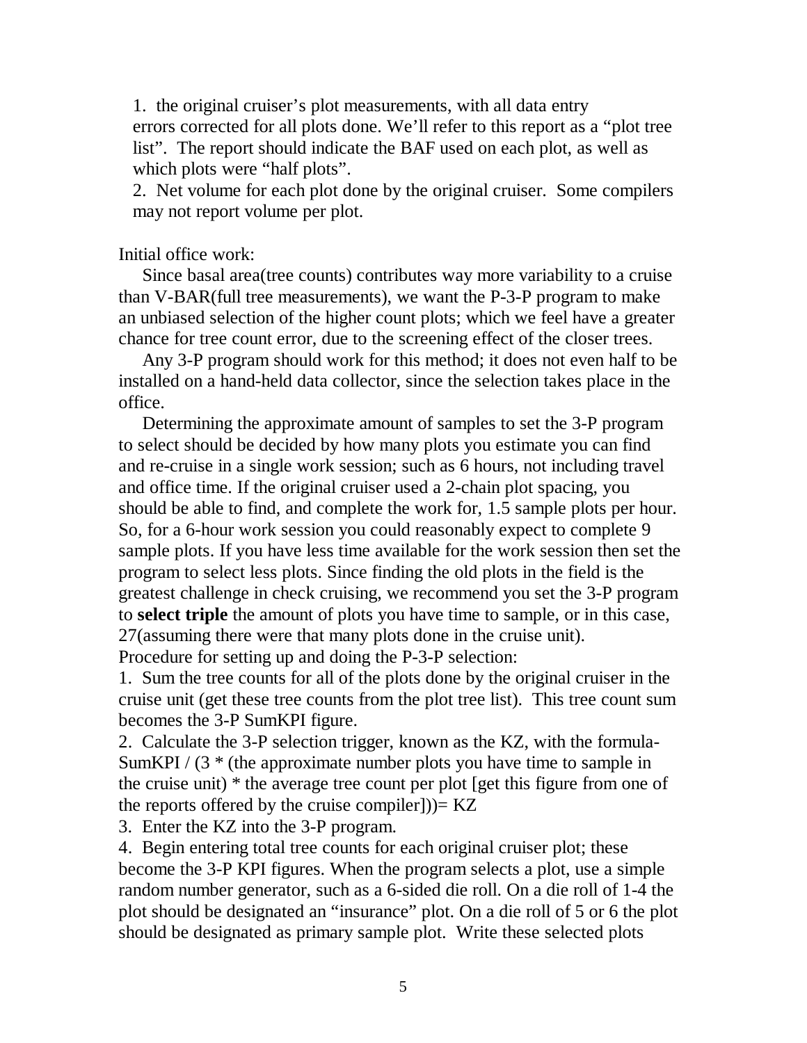1. the original cruiser's plot measurements, with all data entry errors corrected for all plots done. We'll refer to this report as a "plot tree list". The report should indicate the BAF used on each plot, as well as which plots were "half plots".
2. Net volume for each plot done by the original cruiser. Some compilers may not report volume per plot.

Initial office work:

Since basal area(tree counts) contributes way more variability to a cruise than V-BAR(full tree measurements), we want the P-3-P program to make an unbiased selection of the higher count plots; which we feel have a greater chance for tree count error, due to the screening effect of the closer trees.

Any 3-P program should work for this method; it does not even half to be installed on a hand-held data collector, since the selection takes place in the office.

Determining the approximate amount of samples to set the 3-P program to select should be decided by how many plots you estimate you can find and re-cruise in a single work session; such as 6 hours, not including travel and office time. If the original cruiser used a 2-chain plot spacing, you should be able to find, and complete the work for, 1.5 sample plots per hour. So, for a 6-hour work session you could reasonably expect to complete 9 sample plots. If you have less time available for the work session then set the program to select less plots. Since finding the old plots in the field is the greatest challenge in check cruising, we recommend you set the 3-P program to **select triple** the amount of plots you have time to sample, or in this case, 27(assuming there were that many plots done in the cruise unit).

Procedure for setting up and doing the P-3-P selection:

1. Sum the tree counts for all of the plots done by the original cruiser in the cruise unit (get these tree counts from the plot tree list). This tree count sum becomes the 3-P SumKPI figure.
2. Calculate the 3-P selection trigger, known as the KZ, with the formula- SumKPI / (3 * (the approximate number plots you have time to sample in the cruise unit) * the average tree count per plot [get this figure from one of the reports offered by the cruise compiler]))= KZ
3. Enter the KZ into the 3-P program.
4. Begin entering total tree counts for each original cruiser plot; these become the 3-P KPI figures. When the program selects a plot, use a simple random number generator, such as a 6-sided die roll. On a die roll of 1-4 the plot should be designated an "insurance" plot. On a die roll of 5 or 6 the plot should be designated as primary sample plot. Write these selected plots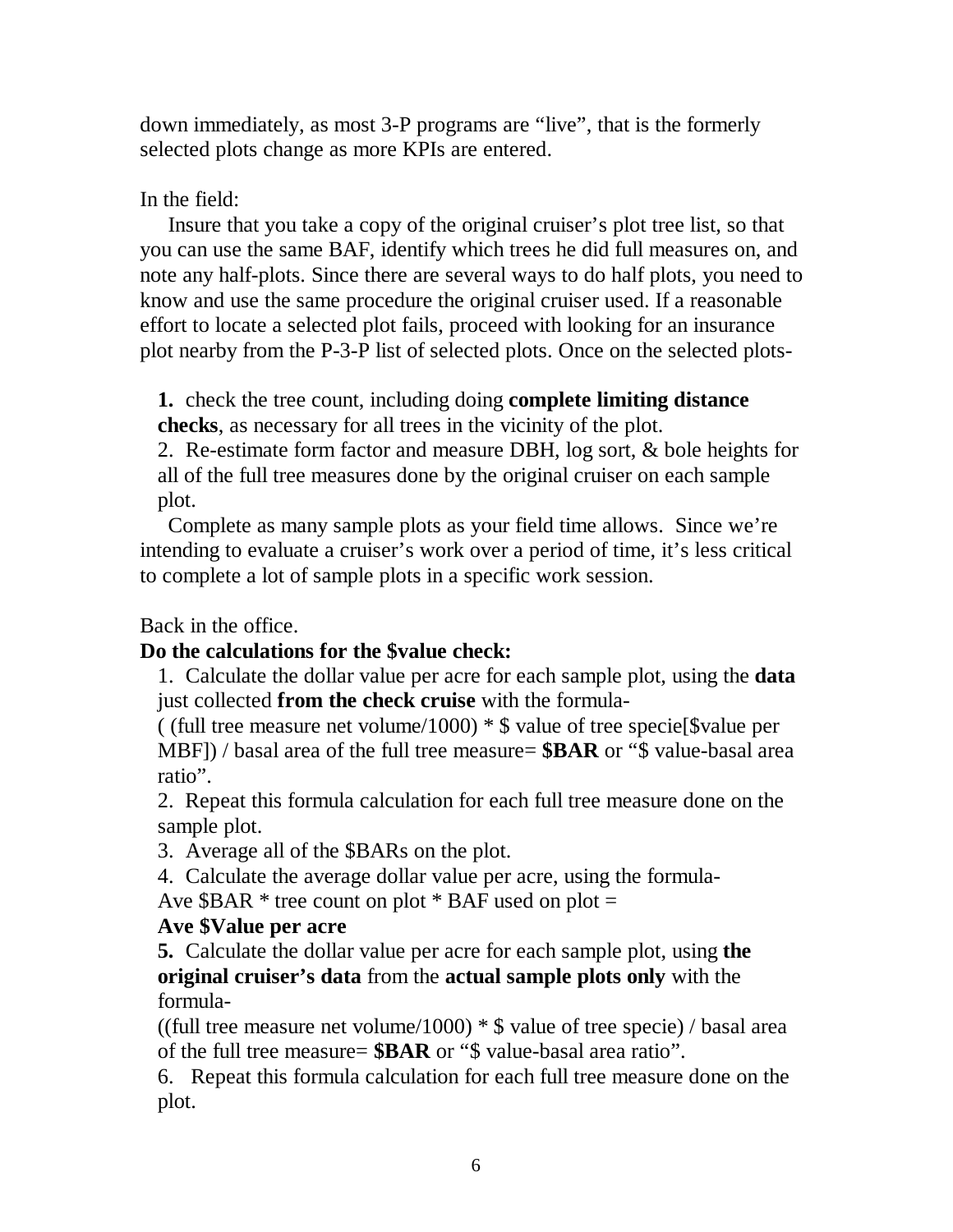down immediately, as most 3-P programs are "live", that is the formerly selected plots change as more KPIs are entered.

In the field:

Insure that you take a copy of the original cruiser's plot tree list, so that you can use the same BAF, identify which trees he did full measures on, and note any half-plots. Since there are several ways to do half plots, you need to know and use the same procedure the original cruiser used. If a reasonable effort to locate a selected plot fails, proceed with looking for an insurance plot nearby from the P-3-P list of selected plots. Once on the selected plots-

**1.** check the tree count, including doing **complete limiting distance checks**, as necessary for all trees in the vicinity of the plot.
2. Re-estimate form factor and measure DBH, log sort, & bole heights for all of the full tree measures done by the original cruiser on each sample plot.

Complete as many sample plots as your field time allows. Since we're intending to evaluate a cruiser's work over a period of time, it's less critical to complete a lot of sample plots in a specific work session.

Back in the office.

**Do the calculations for the $value check:**

1. Calculate the dollar value per acre for each sample plot, using the **data** just collected **from the check cruise** with the formula-
( (full tree measure net volume/1000) * $ value of tree specie[$value per MBF]) / basal area of the full tree measure= **$BAR** or "$ value-basal area ratio".
2. Repeat this formula calculation for each full tree measure done on the sample plot.
3. Average all of the $BARs on the plot.
4. Calculate the average dollar value per acre, using the formula-
Ave $BAR * tree count on plot * BAF used on plot =
**Ave $Value per acre**
**5.** Calculate the dollar value per acre for each sample plot, using **the original cruiser's data** from the **actual sample plots only** with the formula-
((full tree measure net volume/1000) * $ value of tree specie) / basal area of the full tree measure= **$BAR** or "$ value-basal area ratio".
6. Repeat this formula calculation for each full tree measure done on the plot.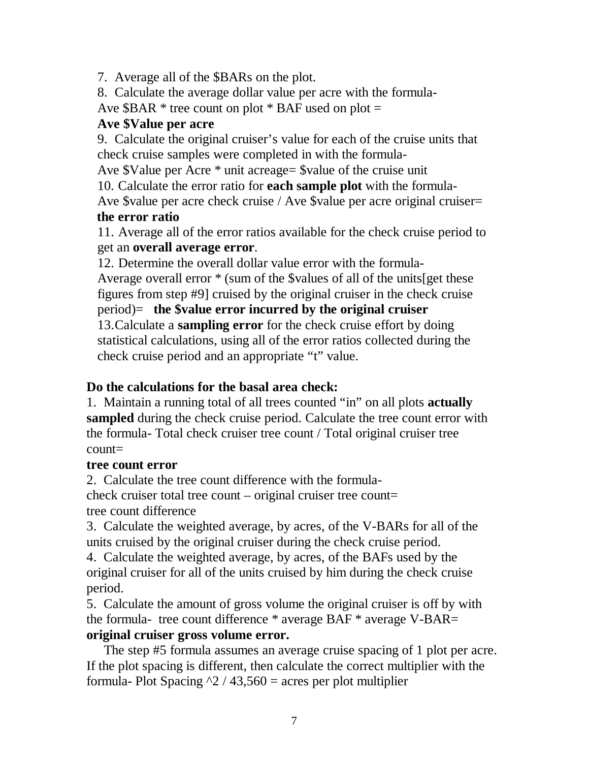7. Average all of the $BARs on the plot.

8. Calculate the average dollar value per acre with the formula-
Ave $BAR * tree count on plot * BAF used on plot =
**Ave $Value per acre**

9. Calculate the original cruiser's value for each of the cruise units that check cruise samples were completed in with the formula-
Ave $Value per Acre * unit acreage= $value of the cruise unit

10. Calculate the error ratio for **each sample plot** with the formula-
Ave $value per acre check cruise / Ave $value per acre original cruiser=
**the error ratio**

11. Average all of the error ratios available for the check cruise period to get an **overall average error**.

12. Determine the overall dollar value error with the formula-
Average overall error * (sum of the $values of all of the units[get these figures from step #9] cruised by the original cruiser in the check cruise period)= **the $value error incurred by the original cruiser**

13. Calculate a **sampling error** for the check cruise effort by doing statistical calculations, using all of the error ratios collected during the check cruise period and an appropriate "t" value.

**Do the calculations for the basal area check:**

1. Maintain a running total of all trees counted "in" on all plots **actually sampled** during the check cruise period. Calculate the tree count error with the formula- Total check cruiser tree count / Total original cruiser tree count=
**tree count error**

2. Calculate the tree count difference with the formula-
check cruiser total tree count – original cruiser tree count=
tree count difference

3. Calculate the weighted average, by acres, of the V-BARs for all of the units cruised by the original cruiser during the check cruise period.

4. Calculate the weighted average, by acres, of the BAFs used by the original cruiser for all of the units cruised by him during the check cruise period.

5. Calculate the amount of gross volume the original cruiser is off by with the formula- tree count difference * average BAF * average V-BAR=
**original cruiser gross volume error.**

The step #5 formula assumes an average cruise spacing of 1 plot per acre. If the plot spacing is different, then calculate the correct multiplier with the formula- Plot Spacing ^2 / 43,560 = acres per plot multiplier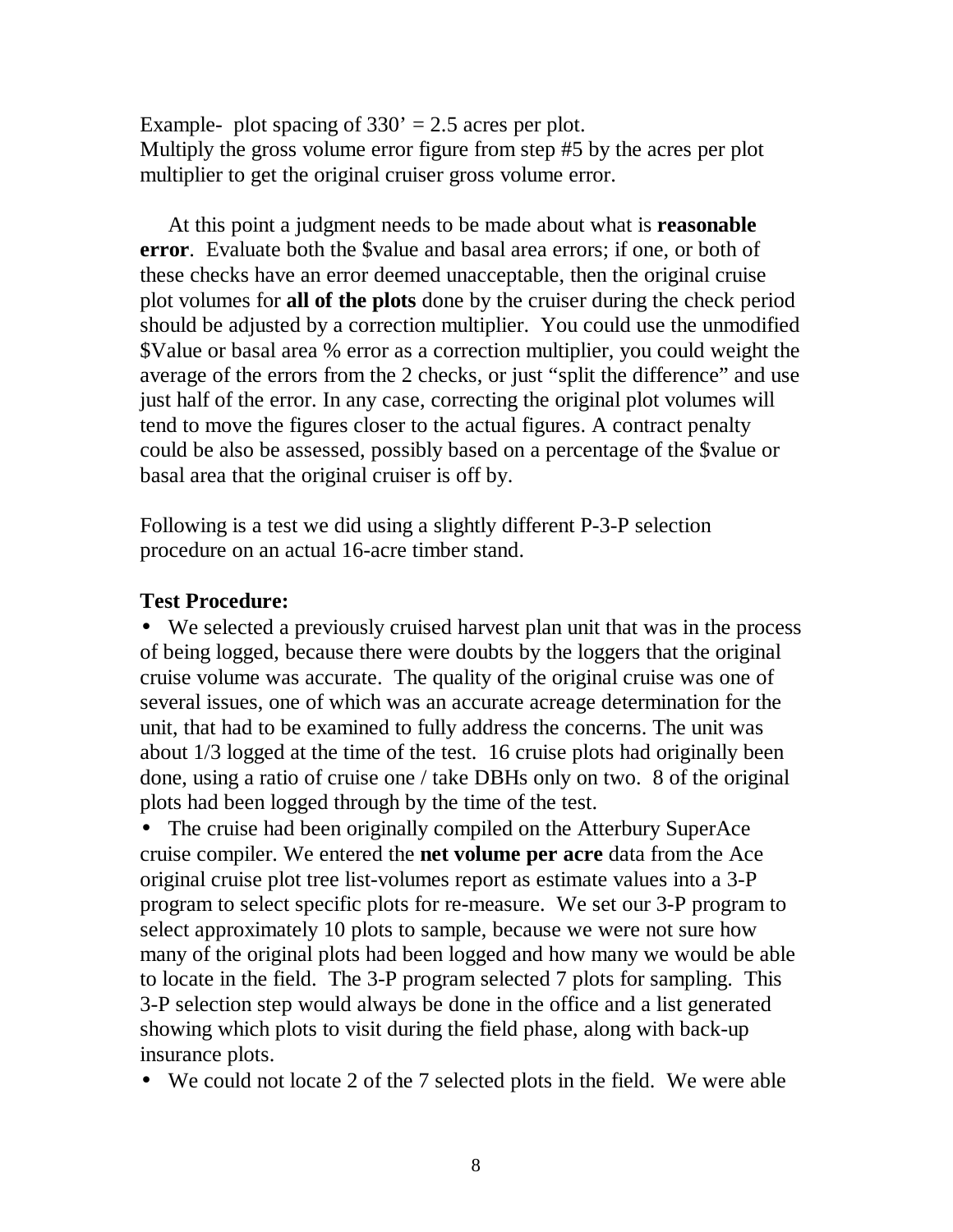Example- plot spacing of 330' = 2.5 acres per plot.
Multiply the gross volume error figure from step #5 by the acres per plot multiplier to get the original cruiser gross volume error.

At this point a judgment needs to be made about what is **reasonable error**. Evaluate both the $value and basal area errors; if one, or both of these checks have an error deemed unacceptable, then the original cruise plot volumes for **all of the plots** done by the cruiser during the check period should be adjusted by a correction multiplier. You could use the unmodified $Value or basal area % error as a correction multiplier, you could weight the average of the errors from the 2 checks, or just "split the difference" and use just half of the error. In any case, correcting the original plot volumes will tend to move the figures closer to the actual figures. A contract penalty could be also be assessed, possibly based on a percentage of the $value or basal area that the original cruiser is off by.

Following is a test we did using a slightly different P-3-P selection procedure on an actual 16-acre timber stand.

**Test Procedure:**

- We selected a previously cruised harvest plan unit that was in the process of being logged, because there were doubts by the loggers that the original cruise volume was accurate. The quality of the original cruise was one of several issues, one of which was an accurate acreage determination for the unit, that had to be examined to fully address the concerns. The unit was about 1/3 logged at the time of the test. 16 cruise plots had originally been done, using a ratio of cruise one / take DBHs only on two. 8 of the original plots had been logged through by the time of the test.
- The cruise had been originally compiled on the Atterbury SuperAce cruise compiler. We entered the **net volume per acre** data from the Ace original cruise plot tree list-volumes report as estimate values into a 3-P program to select specific plots for re-measure. We set our 3-P program to select approximately 10 plots to sample, because we were not sure how many of the original plots had been logged and how many we would be able to locate in the field. The 3-P program selected 7 plots for sampling. This 3-P selection step would always be done in the office and a list generated showing which plots to visit during the field phase, along with back-up insurance plots.
- We could not locate 2 of the 7 selected plots in the field. We were able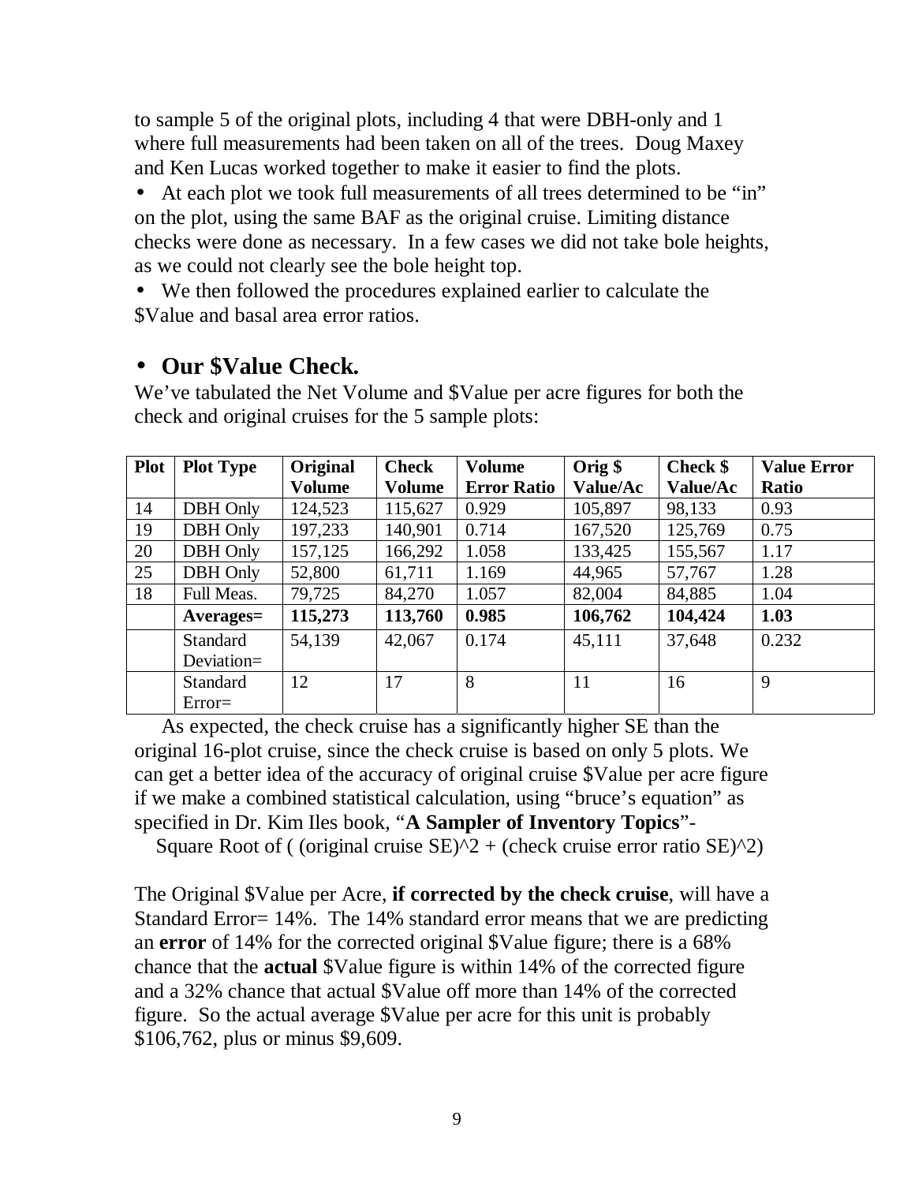to sample 5 of the original plots, including 4 that were DBH-only and 1 where full measurements had been taken on all of the trees. Doug Maxey and Ken Lucas worked together to make it easier to find the plots.

- At each plot we took full measurements of all trees determined to be "in" on the plot, using the same BAF as the original cruise. Limiting distance checks were done as necessary. In a few cases we did not take bole heights, as we could not clearly see the bole height top.
- We then followed the procedures explained earlier to calculate the $Value and basal area error ratios.

- **Our $Value Check.**

We've tabulated the Net Volume and $Value per acre figures for both the check and original cruises for the 5 sample plots:

| Plot | Plot Type | Original Volume | Check Volume | Volume Error Ratio | Orig $ Value/Ac | Check $ Value/Ac | Value Error Ratio |
|---|---|---|---|---|---|---|---|
| 14 | DBH Only | 124,523 | 115,627 | 0.929 | 105,897 | 98,133 | 0.93 |
| 19 | DBH Only | 197,233 | 140,901 | 0.714 | 167,520 | 125,769 | 0.75 |
| 20 | DBH Only | 157,125 | 166,292 | 1.058 | 133,425 | 155,567 | 1.17 |
| 25 | DBH Only | 52,800 | 61,711 | 1.169 | 44,965 | 57,767 | 1.28 |
| 18 | Full Meas. | 79,725 | 84,270 | 1.057 | 82,004 | 84,885 | 1.04 |
| | **Averages=** | **115,273** | **113,760** | **0.985** | **106,762** | **104,424** | **1.03** |
| | Standard Deviation= | 54,139 | 42,067 | 0.174 | 45,111 | 37,648 | 0.232 |
| | Standard Error= | 12 | 17 | 8 | 11 | 16 | 9 |

As expected, the check cruise has a significantly higher SE than the original 16-plot cruise, since the check cruise is based on only 5 plots. We can get a better idea of the accuracy of original cruise $Value per acre figure if we make a combined statistical calculation, using "bruce's equation" as specified in Dr. Kim Iles book, "**A Sampler of Inventory Topics**"-

Square Root of ( (original cruise SE)^2 + (check cruise error ratio SE)^2)

The Original $Value per Acre, **if corrected by the check cruise**, will have a Standard Error= 14%. The 14% standard error means that we are predicting an **error** of 14% for the corrected original $Value figure; there is a 68% chance that the **actual** $Value figure is within 14% of the corrected figure and a 32% chance that actual $Value off more than 14% of the corrected figure. So the actual average $Value per acre for this unit is probably $106,762, plus or minus $9,609.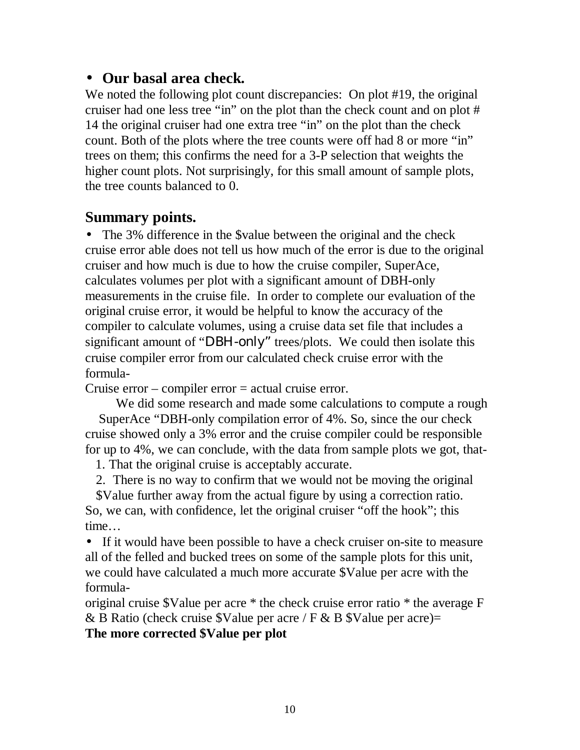- **Our basal area check.**

We noted the following plot count discrepancies: On plot #19, the original cruiser had one less tree "in" on the plot than the check count and on plot # 14 the original cruiser had one extra tree "in" on the plot than the check count. Both of the plots where the tree counts were off had 8 or more "in" trees on them; this confirms the need for a 3-P selection that weights the higher count plots. Not surprisingly, for this small amount of sample plots, the tree counts balanced to 0.

## Summary points.

- The 3% difference in the $value between the original and the check cruise error able does not tell us how much of the error is due to the original cruiser and how much is due to how the cruise compiler, SuperAce, calculates volumes per plot with a significant amount of DBH-only measurements in the cruise file. In order to complete our evaluation of the original cruise error, it would be helpful to know the accuracy of the compiler to calculate volumes, using a cruise data set file that includes a significant amount of "DBH-only" trees/plots. We could then isolate this cruise compiler error from our calculated check cruise error with the formula-

Cruise error – compiler error = actual cruise error.

We did some research and made some calculations to compute a rough SuperAce "DBH-only compilation error of 4%. So, since the our check cruise showed only a 3% error and the cruise compiler could be responsible for up to 4%, we can conclude, with the data from sample plots we got, that-

1. That the original cruise is acceptably accurate.
2. There is no way to confirm that we would not be moving the original $Value further away from the actual figure by using a correction ratio.

So, we can, with confidence, let the original cruiser "off the hook"; this time…

- If it would have been possible to have a check cruiser on-site to measure all of the felled and bucked trees on some of the sample plots for this unit, we could have calculated a much more accurate $Value per acre with the formula-

original cruise $Value per acre * the check cruise error ratio * the average F & B Ratio (check cruise $Value per acre / F & B $Value per acre)=
**The more corrected $Value per plot**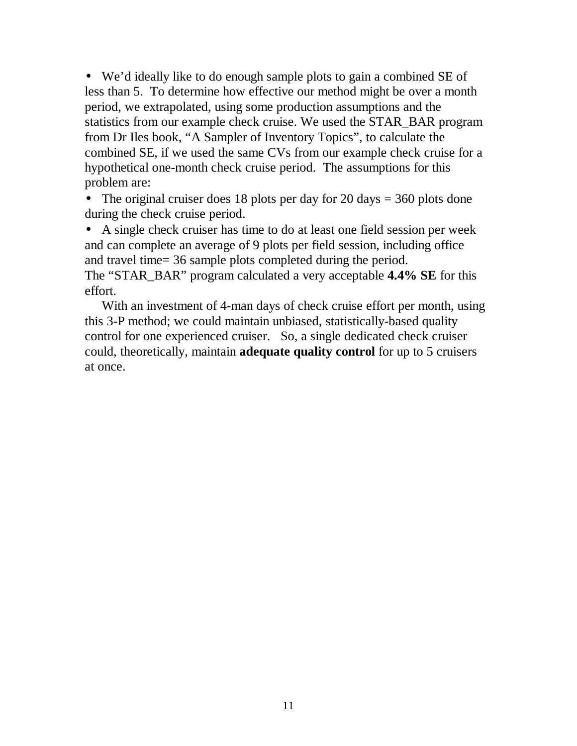- We'd ideally like to do enough sample plots to gain a combined SE of less than 5. To determine how effective our method might be over a month period, we extrapolated, using some production assumptions and the statistics from our example check cruise. We used the STAR_BAR program from Dr Iles book, "A Sampler of Inventory Topics", to calculate the combined SE, if we used the same CVs from our example check cruise for a hypothetical one-month check cruise period. The assumptions for this problem are:
- The original cruiser does 18 plots per day for 20 days = 360 plots done during the check cruise period.
- A single check cruiser has time to do at least one field session per week and can complete an average of 9 plots per field session, including office and travel time= 36 sample plots completed during the period.

The "STAR_BAR" program calculated a very acceptable **4.4% SE** for this effort.

With an investment of 4-man days of check cruise effort per month, using this 3-P method; we could maintain unbiased, statistically-based quality control for one experienced cruiser. So, a single dedicated check cruiser could, theoretically, maintain **adequate quality control** for up to 5 cruisers at once.